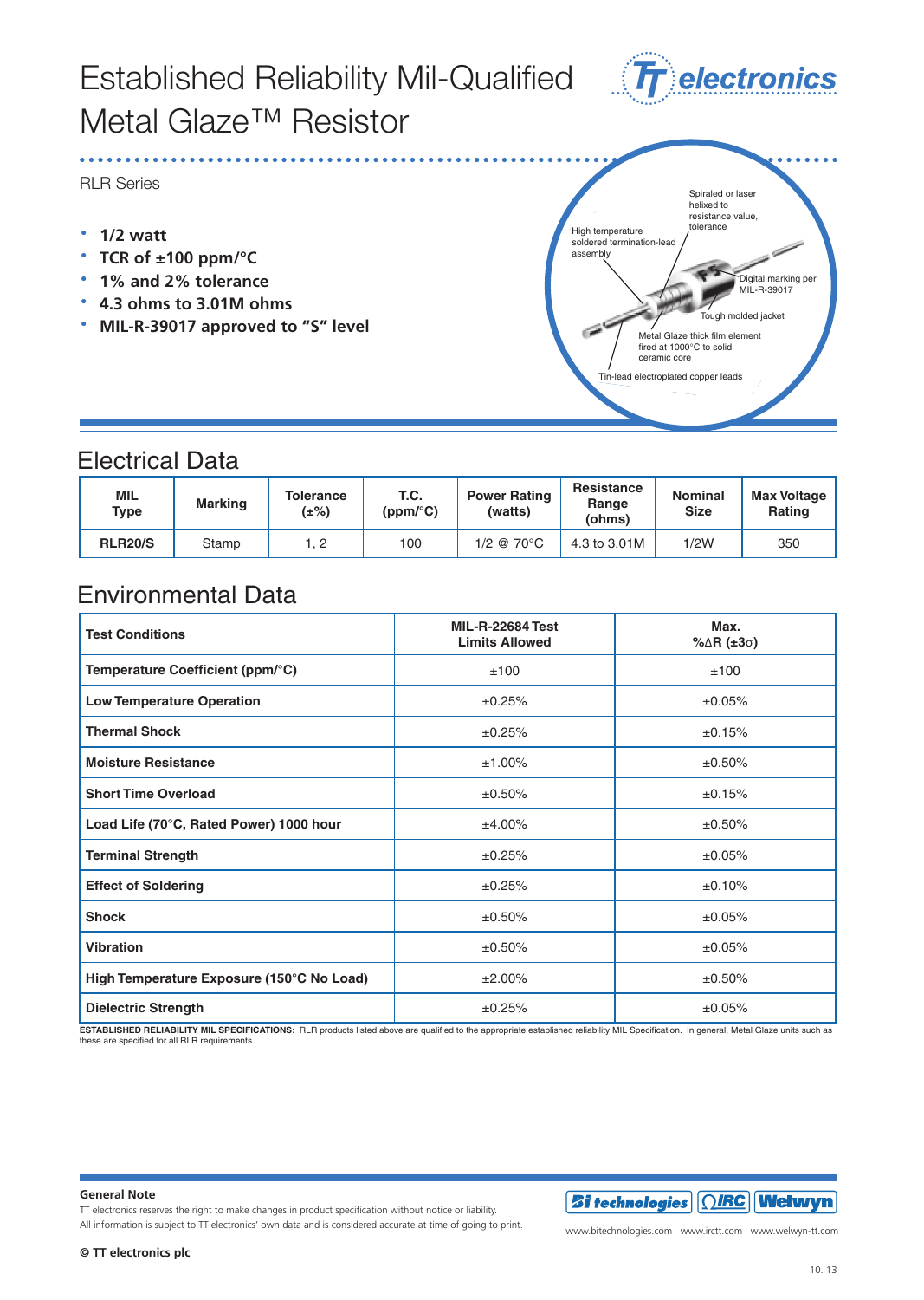# Established Reliability Mil-Qualified Metal Glaze™ Resistor

RLR Series

- **1/2 watt**
- **TCR of ±100 ppm/°C**
- **1% and 2% tolerance**
- **4.3 ohms to 3.01M ohms**
- **MIL-R-39017 approved to "S" level**

High temperature soldered termination-lead assembly

Spiraled or laser helixed to resistance value, tolerance

Digital marking per MIL-R-39017

Tough molded jacket

Metal Glaze thick film element fired at 1000°C to solid ceramic core

Tin-lead electroplated copper leads

## Electrical Data

| MIL Type | Marking | Tolerance (±%) | T.C. (ppm/°C) | Power Rating (watts) | Resistance Range (ohms) | Nominal Size | Max Voltage Rating |
|---|---|---|---|---|---|---|---|
| **RLR20/S** | Stamp | 1, 2 | 100 | 1/2 @ 70°C | 4.3 to 3.01M | 1/2W | 350 |

## Environmental Data

| Test Conditions | MIL-R-22684 Test Limits Allowed | Max. %ΔR (±3σ) |
|---|---|---|
| **Temperature Coefficient (ppm/°C)** | ±100 | ±100 |
| **Low Temperature Operation** | ±0.25% | ±0.05% |
| **Thermal Shock** | ±0.25% | ±0.15% |
| **Moisture Resistance** | ±1.00% | ±0.50% |
| **Short Time Overload** | ±0.50% | ±0.15% |
| **Load Life (70°C, Rated Power) 1000 hour** | ±4.00% | ±0.50% |
| **Terminal Strength** | ±0.25% | ±0.05% |
| **Effect of Soldering** | ±0.25% | ±0.10% |
| **Shock** | ±0.50% | ±0.05% |
| **Vibration** | ±0.50% | ±0.05% |
| **High Temperature Exposure (150°C No Load)** | ±2.00% | ±0.50% |
| **Dielectric Strength** | ±0.25% | ±0.05% |

**ESTABLISHED RELIABILITY MIL SPECIFICATIONS:** RLR products listed above are qualified to the appropriate established reliability MIL Specification. In general, Metal Glaze units such as these are specified for all RLR requirements.

**General Note**

TT electronics reserves the right to make changes in product specification without notice or liability.
All information is subject to TT electronics' own data and is considered accurate at time of going to print.

www.bitechnologies.com www.irctt.com www.welwyn-tt.com

**© TT electronics plc**

10. 13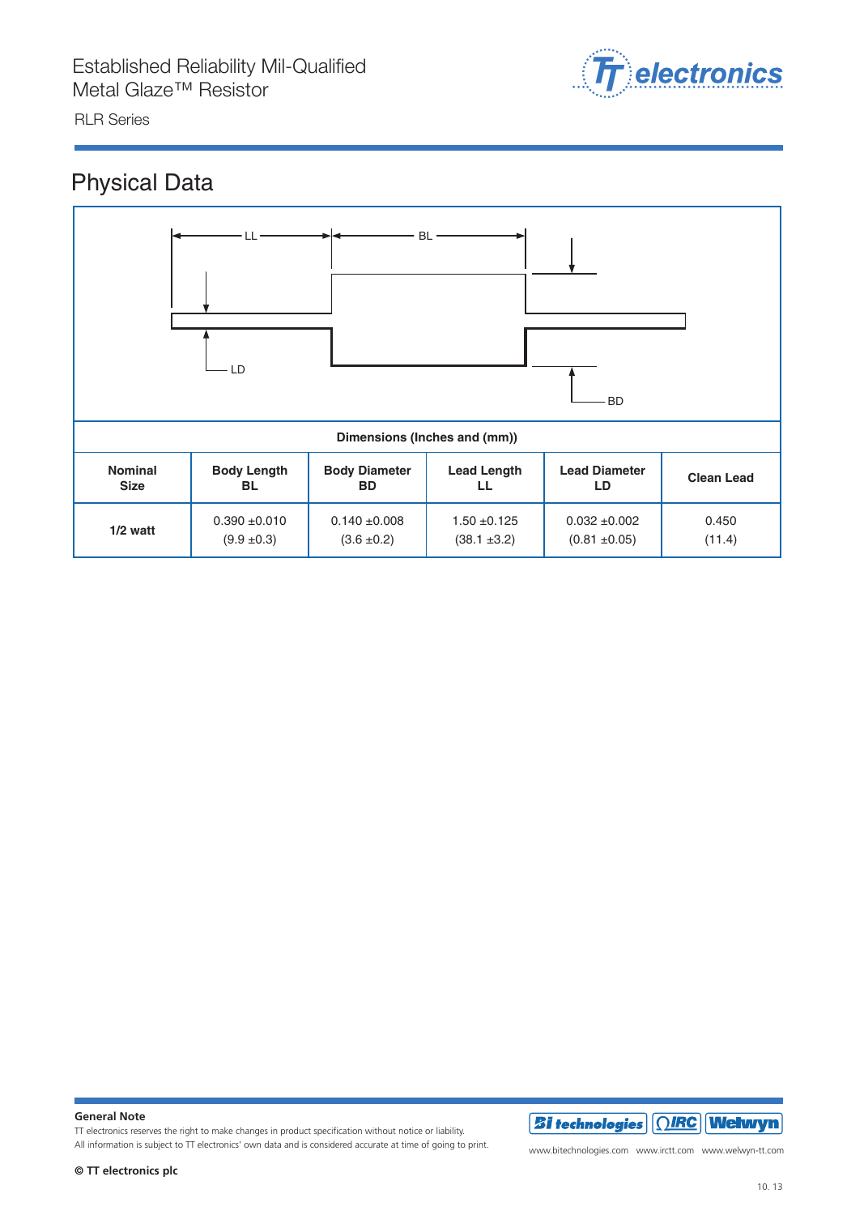## Physical Data

LL    BL

LD    BD

| Dimensions (Inches and (mm)) | | | | | |
|---|---|---|---|---|---|
| **Nominal Size** | **Body Length BL** | **Body Diameter BD** | **Lead Length LL** | **Lead Diameter LD** | **Clean Lead** |
| **1/2 watt** | 0.390 ±0.010 (9.9 ±0.3) | 0.140 ±0.008 (3.6 ±0.2) | 1.50 ±0.125 (38.1 ±3.2) | 0.032 ±0.002 (0.81 ±0.05) | 0.450 (11.4) |

**General Note**

TT electronics reserves the right to make changes in product specification without notice or liability.
All information is subject to TT electronics' own data and is considered accurate at time of going to print.

**© TT electronics plc**

www.bitechnologies.com www.irctt.com www.welwyn-tt.com

10. 13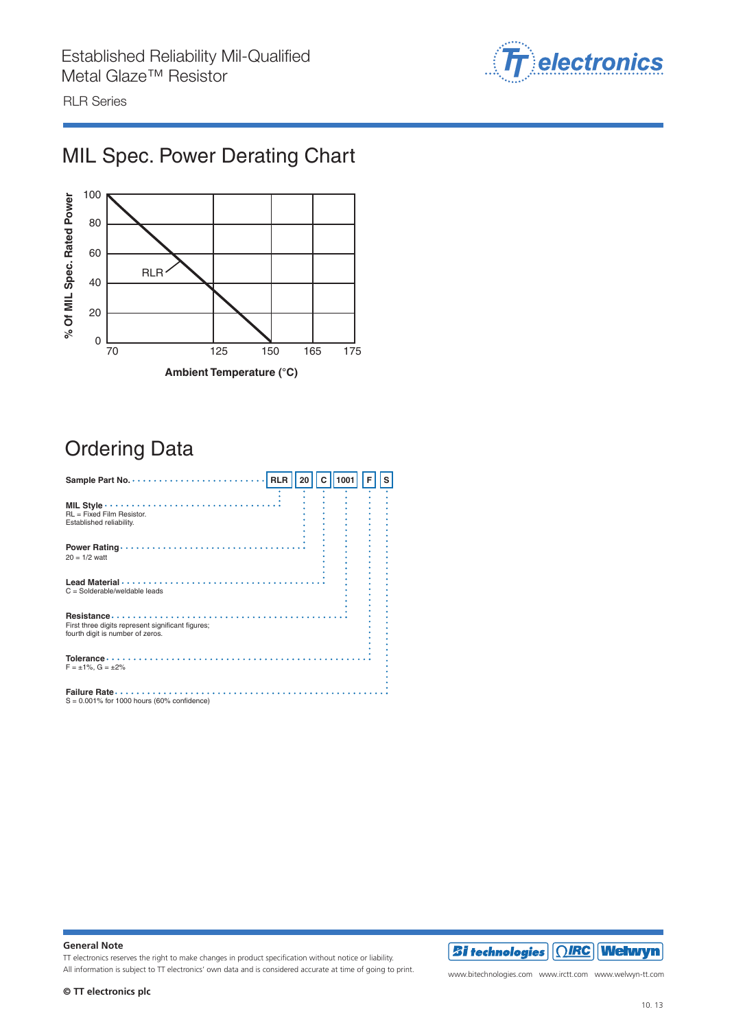# MIL Spec. Power Derating Chart

% Of MIL Spec. Rated Power

100
80
60
40
20
0

RLR

70 125 150 165 175

Ambient Temperature (°C)

# Ordering Data

**Sample Part No.** RLR 20 C 1001 F S

**MIL Style**
RL = Fixed Film Resistor.
Established reliability.

**Power Rating**
20 = 1/2 watt

**Lead Material**
C = Solderable/weldable leads

**Resistance**
First three digits represent significant figures;
fourth digit is number of zeros.

**Tolerance**
F = ±1%, G = ±2%

**Failure Rate**
S = 0.001% for 1000 hours (60% confidence)

**General Note**
TT electronics reserves the right to make changes in product specification without notice or liability.
All information is subject to TT electronics' own data and is considered accurate at time of going to print.

© TT electronics plc

www.bitechnologies.com www.irctt.com www.welwyn-tt.com

10. 13